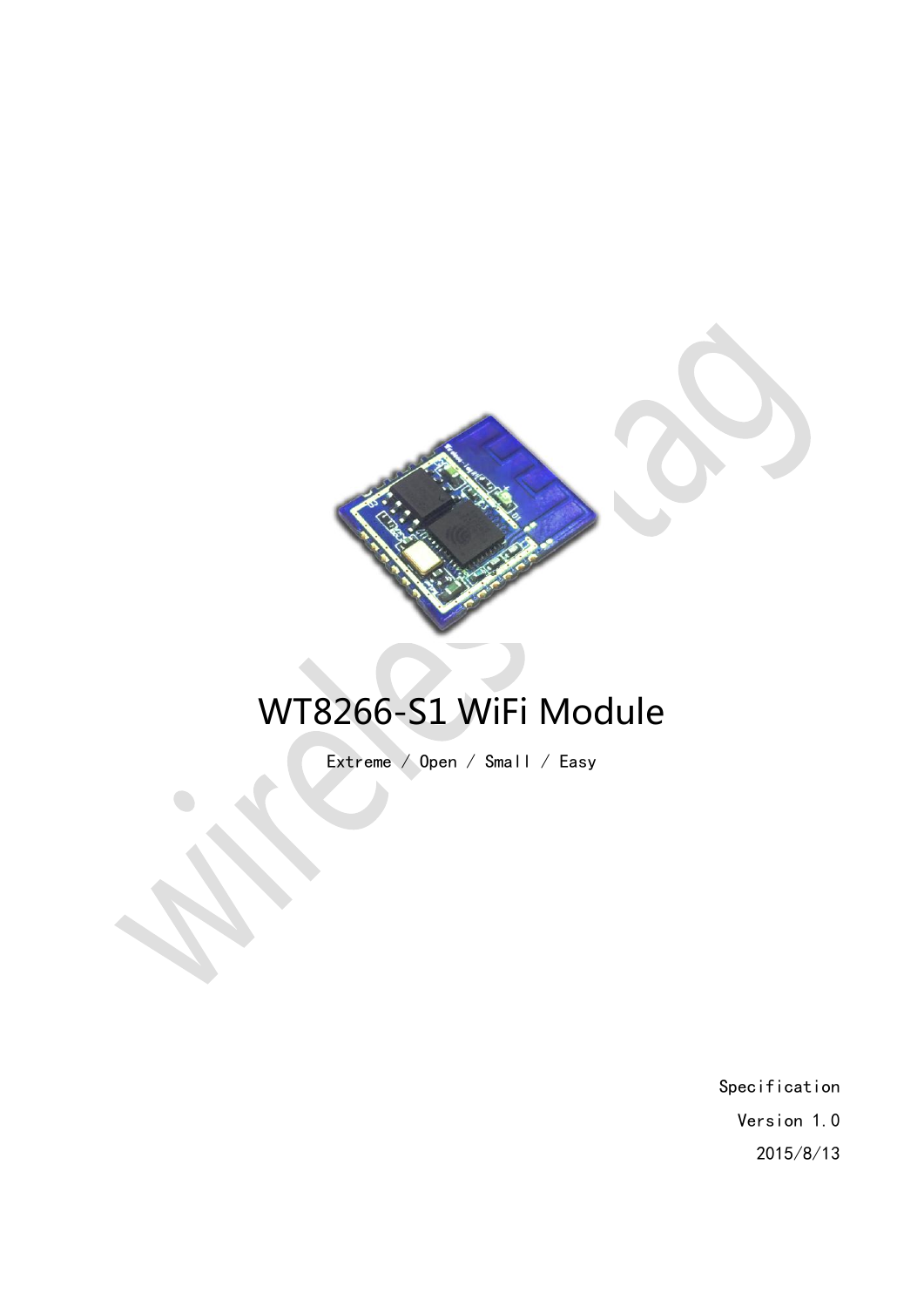# WT8266-S1 WiFi Module

Extreme / Open / Small / Easy

Specification

Version 1.0

2015/8/13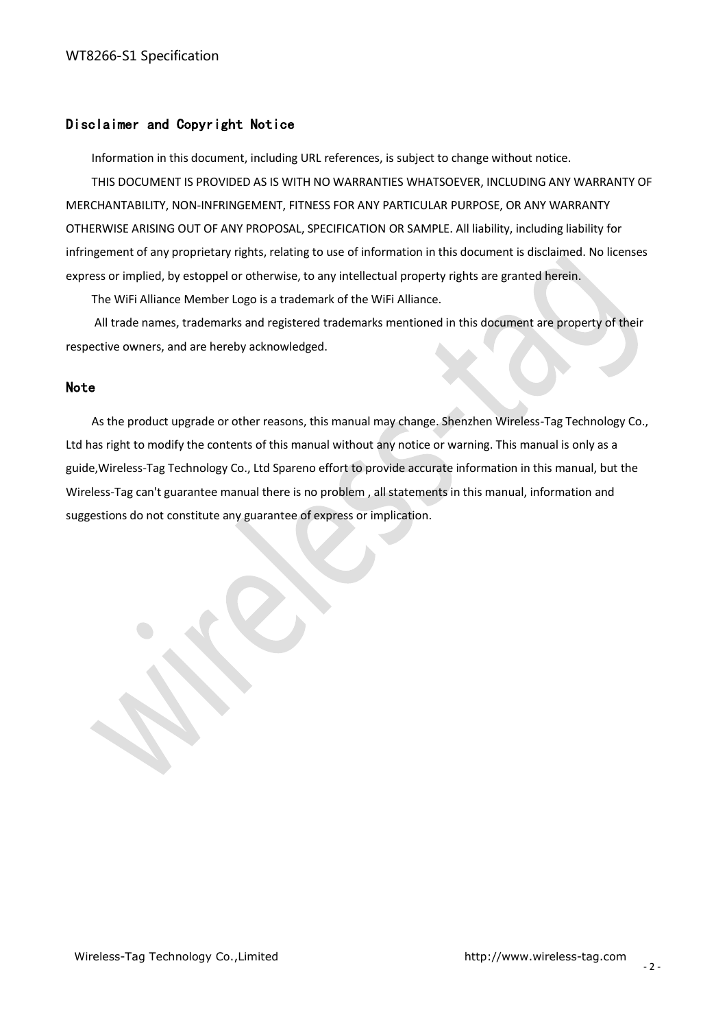## Disclaimer and Copyright Notice

Information in this document, including URL references, is subject to change without notice.

THIS DOCUMENT IS PROVIDED AS IS WITH NO WARRANTIES WHATSOEVER, INCLUDING ANY WARRANTY OF MERCHANTABILITY, NON-INFRINGEMENT, FITNESS FOR ANY PARTICULAR PURPOSE, OR ANY WARRANTY OTHERWISE ARISING OUT OF ANY PROPOSAL, SPECIFICATION OR SAMPLE. All liability, including liability for infringement of any proprietary rights, relating to use of information in this document is disclaimed. No licenses express or implied, by estoppel or otherwise, to any intellectual property rights are granted herein.

The WiFi Alliance Member Logo is a trademark of the WiFi Alliance.

All trade names, trademarks and registered trademarks mentioned in this document are property of their respective owners, and are hereby acknowledged.

## Note

As the product upgrade or other reasons, this manual may change. Shenzhen Wireless-Tag Technology Co., Ltd has right to modify the contents of this manual without any notice or warning. This manual is only as a guide,Wireless-Tag Technology Co., Ltd Spareno effort to provide accurate information in this manual, but the Wireless-Tag can't guarantee manual there is no problem , all statements in this manual, information and suggestions do not constitute any guarantee of express or implication.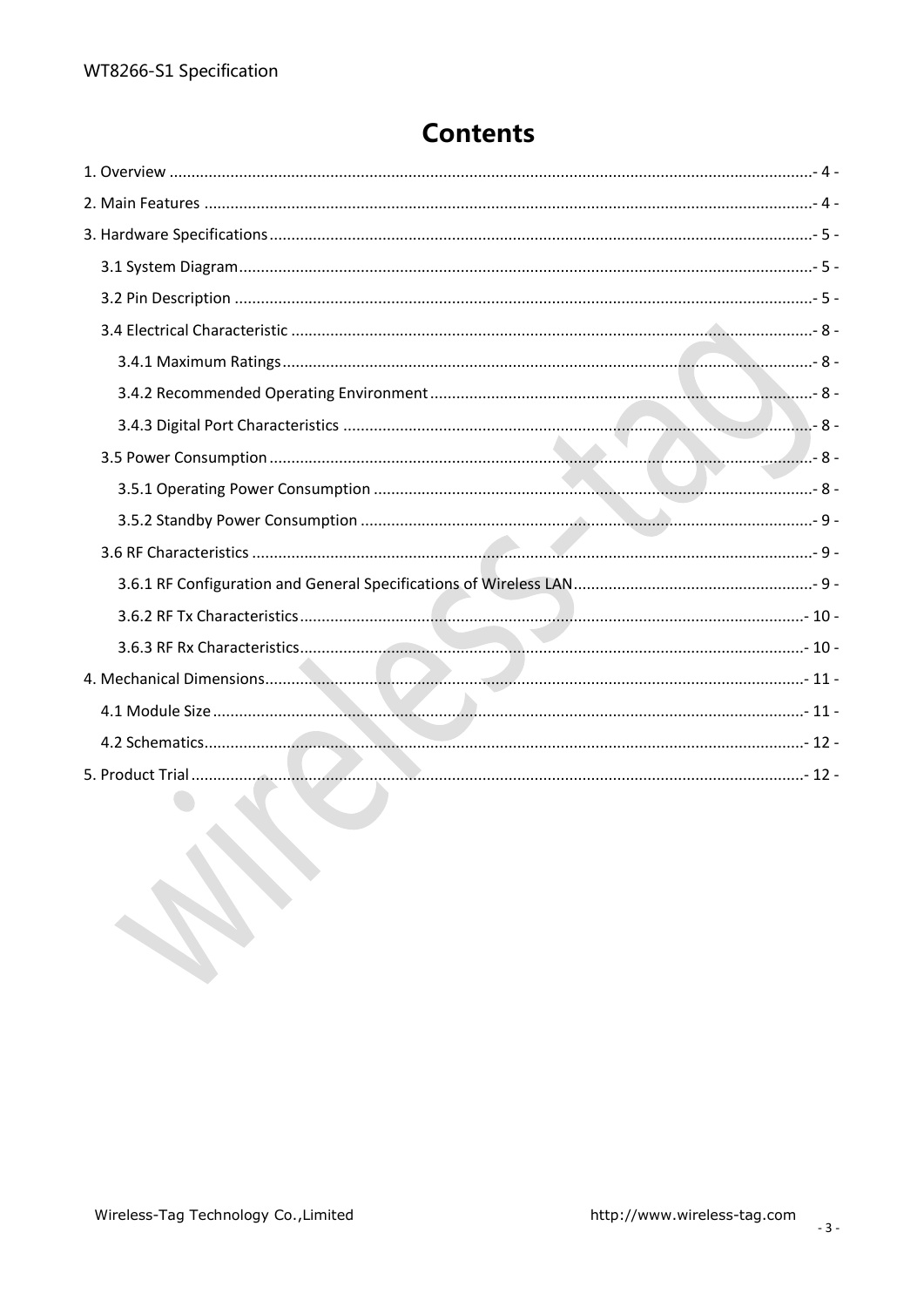# Contents

1. Overview ....................................................................................................................................- 4 -
2. Main Features ..............................................................................................................................- 4 -
3. Hardware Specifications ..............................................................................................................- 5 -
   - 3.1 System Diagram ......................................................................................................................- 5 -
   - 3.2 Pin Description .......................................................................................................................- 5 -
   - 3.4 Electrical Characteristic .........................................................................................................- 8 -
     - 3.4.1 Maximum Ratings ............................................................................................................- 8 -
     - 3.4.2 Recommended Operating Environment ..........................................................................- 8 -
     - 3.4.3 Digital Port Characteristics .............................................................................................- 8 -
   - 3.5 Power Consumption ...............................................................................................................- 8 -
     - 3.5.1 Operating Power Consumption .......................................................................................- 8 -
     - 3.5.2 Standby Power Consumption ..........................................................................................- 9 -
   - 3.6 RF Characteristics ..................................................................................................................- 9 -
     - 3.6.1 RF Configuration and General Specifications of Wireless LAN .......................................- 9 -
     - 3.6.2 RF Tx Characteristics .....................................................................................................- 10 -
     - 3.6.3 RF Rx Characteristics .....................................................................................................- 10 -
4. Mechanical Dimensions .............................................................................................................- 11 -
   - 4.1 Module Size ..........................................................................................................................- 11 -
   - 4.2 Schematics ............................................................................................................................- 12 -
5. Product Trial ...............................................................................................................................- 12 -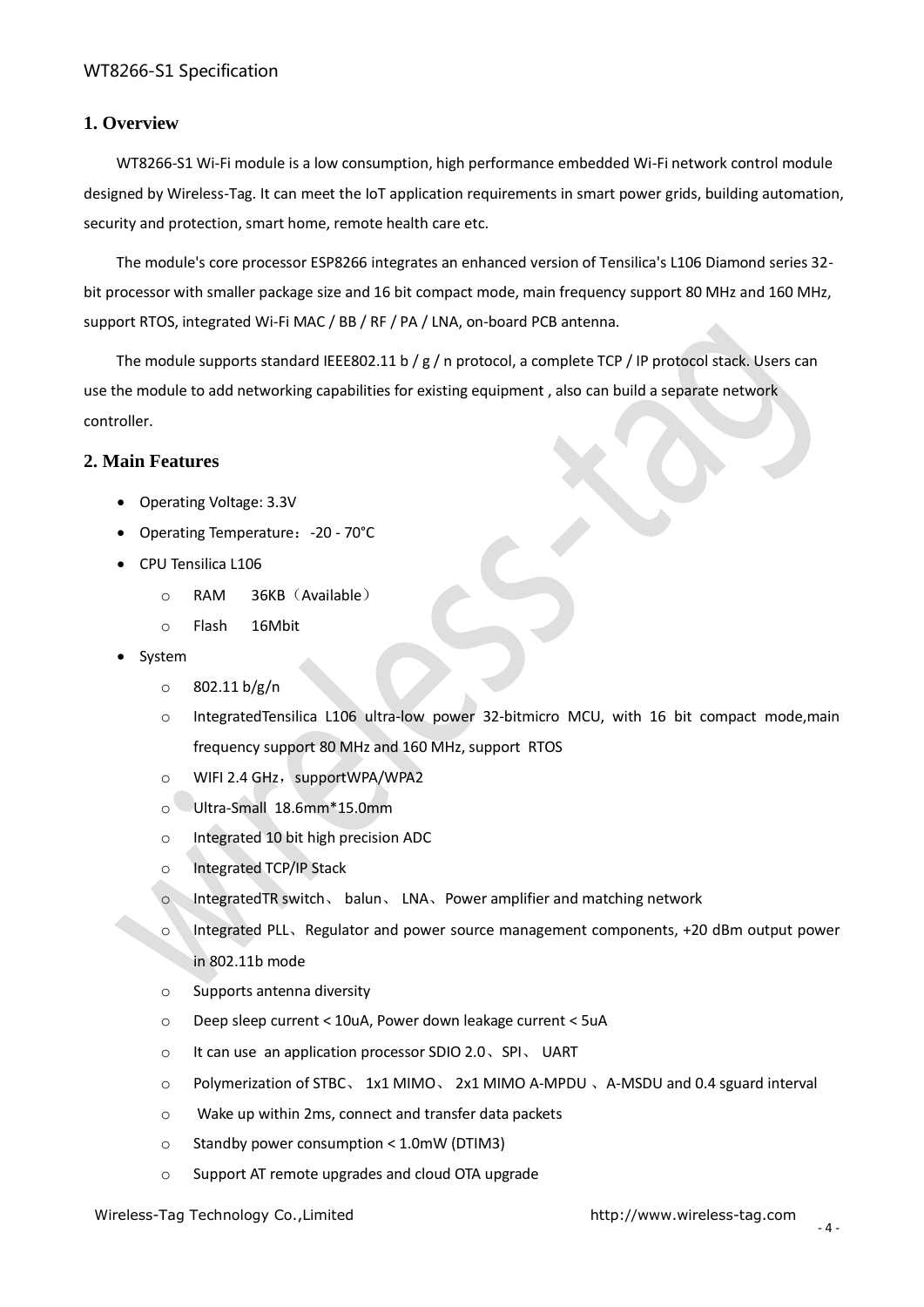## 1. Overview

WT8266-S1 Wi-Fi module is a low consumption, high performance embedded Wi-Fi network control module designed by Wireless-Tag. It can meet the IoT application requirements in smart power grids, building automation, security and protection, smart home, remote health care etc.

The module's core processor ESP8266 integrates an enhanced version of Tensilica's L106 Diamond series 32-bit processor with smaller package size and 16 bit compact mode, main frequency support 80 MHz and 160 MHz, support RTOS, integrated Wi-Fi MAC / BB / RF / PA / LNA, on-board PCB antenna.

The module supports standard IEEE802.11 b / g / n protocol, a complete TCP / IP protocol stack. Users can use the module to add networking capabilities for existing equipment , also can build a separate network controller.

## 2. Main Features

- Operating Voltage: 3.3V
- Operating Temperature：-20 - 70°C
- CPU Tensilica L106
  - RAM 36KB（Available）
  - Flash 16Mbit
- System
  - 802.11 b/g/n
  - IntegratedTensilica L106 ultra-low power 32-bitmicro MCU, with 16 bit compact mode,main frequency support 80 MHz and 160 MHz, support RTOS
  - WIFI 2.4 GHz，supportWPA/WPA2
  - Ultra-Small 18.6mm*15.0mm
  - Integrated 10 bit high precision ADC
  - Integrated TCP/IP Stack
  - IntegratedTR switch、 balun、 LNA、Power amplifier and matching network
  - Integrated PLL、Regulator and power source management components, +20 dBm output power in 802.11b mode
  - Supports antenna diversity
  - Deep sleep current < 10uA, Power down leakage current < 5uA
  - It can use an application processor SDIO 2.0、SPI、 UART
  - Polymerization of STBC、 1x1 MIMO、 2x1 MIMO A-MPDU 、A-MSDU and 0.4 sguard interval
  - Wake up within 2ms, connect and transfer data packets
  - Standby power consumption < 1.0mW (DTIM3)
  - Support AT remote upgrades and cloud OTA upgrade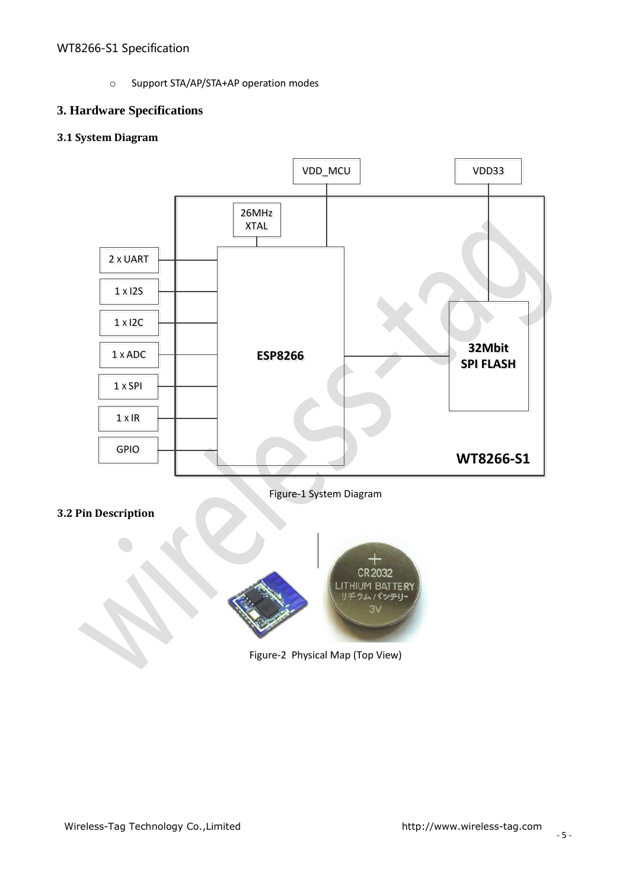- Support STA/AP/STA+AP operation modes

## 3. Hardware Specifications

### 3.1 System Diagram

Figure-1 System Diagram

### 3.2 Pin Description

Figure-2 Physical Map (Top View)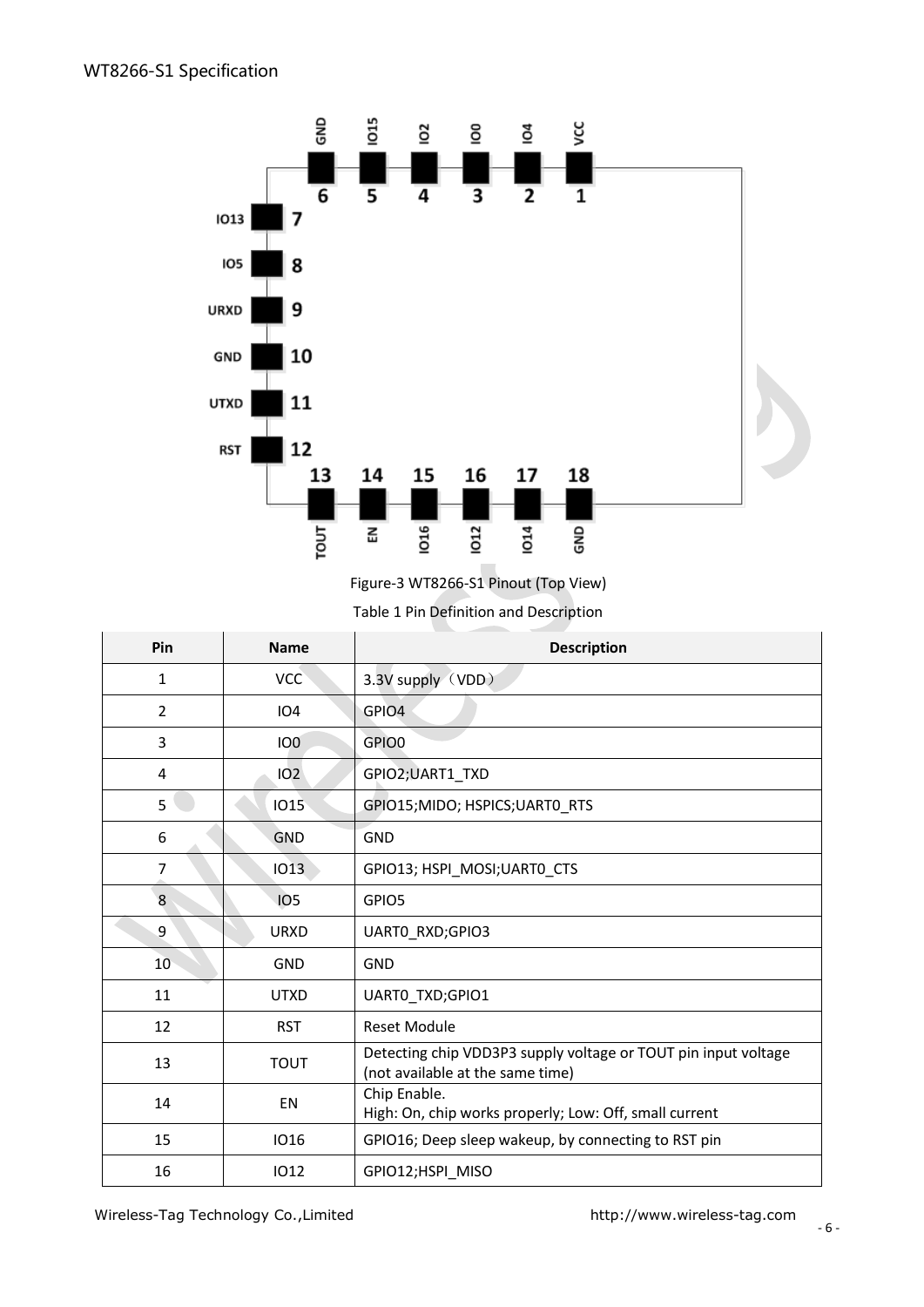Figure-3 WT8266-S1 Pinout (Top View)

Table 1 Pin Definition and Description

| Pin | Name | Description |
|---|---|---|
| 1 | VCC | 3.3V supply（VDD） |
| 2 | IO4 | GPIO4 |
| 3 | IO0 | GPIO0 |
| 4 | IO2 | GPIO2;UART1_TXD |
| 5 | IO15 | GPIO15;MIDO; HSPICS;UART0_RTS |
| 6 | GND | GND |
| 7 | IO13 | GPIO13; HSPI_MOSI;UART0_CTS |
| 8 | IO5 | GPIO5 |
| 9 | URXD | UART0_RXD;GPIO3 |
| 10 | GND | GND |
| 11 | UTXD | UART0_TXD;GPIO1 |
| 12 | RST | Reset Module |
| 13 | TOUT | Detecting chip VDD3P3 supply voltage or TOUT pin input voltage (not available at the same time) |
| 14 | EN | Chip Enable.<br>High: On, chip works properly; Low: Off, small current |
| 15 | IO16 | GPIO16; Deep sleep wakeup, by connecting to RST pin |
| 16 | IO12 | GPIO12;HSPI_MISO |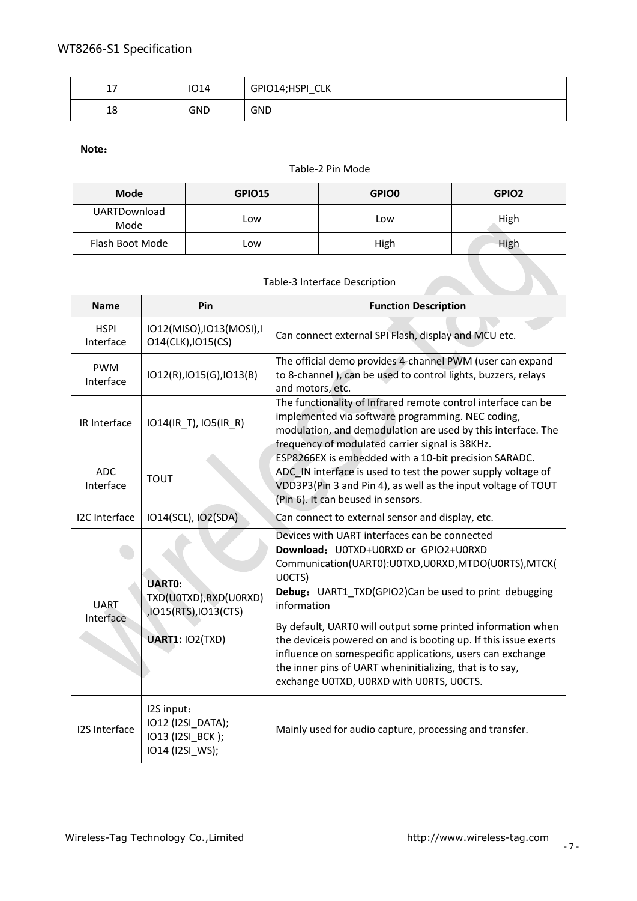| 17 | IO14 | GPIO14;HSPI_CLK |
|---|---|---|
| 18 | GND | GND |

**Note：**

Table-2 Pin Mode

| Mode | GPIO15 | GPIO0 | GPIO2 |
|---|---|---|---|
| UARTDownload Mode | Low | Low | High |
| Flash Boot Mode | Low | High | High |

Table-3 Interface Description

| Name | Pin | Function Description |
|---|---|---|
| HSPI Interface | IO12(MISO),IO13(MOSI),IO14(CLK),IO15(CS) | Can connect external SPI Flash, display and MCU etc. |
| PWM Interface | IO12(R),IO15(G),IO13(B) | The official demo provides 4-channel PWM (user can expand to 8-channel ), can be used to control lights, buzzers, relays and motors, etc. |
| IR Interface | IO14(IR_T), IO5(IR_R) | The functionality of Infrared remote control interface can be implemented via software programming. NEC coding, modulation, and demodulation are used by this interface. The frequency of modulated carrier signal is 38KHz. |
| ADC Interface | TOUT | ESP8266EX is embedded with a 10-bit precision SARADC. ADC_IN interface is used to test the power supply voltage of VDD3P3(Pin 3 and Pin 4), as well as the input voltage of TOUT (Pin 6). It can beused in sensors. |
| I2C Interface | IO14(SCL), IO2(SDA) | Can connect to external sensor and display, etc. |
| UART Interface | **UART0:** TXD(U0TXD),RXD(U0RXD),IO15(RTS),IO13(CTS)<br><br>**UART1:** IO2(TXD) | Devices with UART interfaces can be connected<br>**Download：** U0TXD+U0RXD or GPIO2+U0RXD<br>Communication(UART0):U0TXD,U0RXD,MTDO(U0RTS),MTCK(U0CTS)<br>**Debug：** UART1_TXD(GPIO2)Can be used to print debugging information |
| | | By default, UART0 will output some printed information when the deviceis powered on and is booting up. If this issue exerts influence on somespecific applications, users can exchange the inner pins of UART wheninitializing, that is to say, exchange U0TXD, U0RXD with U0RTS, U0CTS. |
| I2S Interface | I2S input：<br>IO12 (I2SI_DATA);<br>IO13 (I2SI_BCK );<br>IO14 (I2SI_WS); | Mainly used for audio capture, processing and transfer. |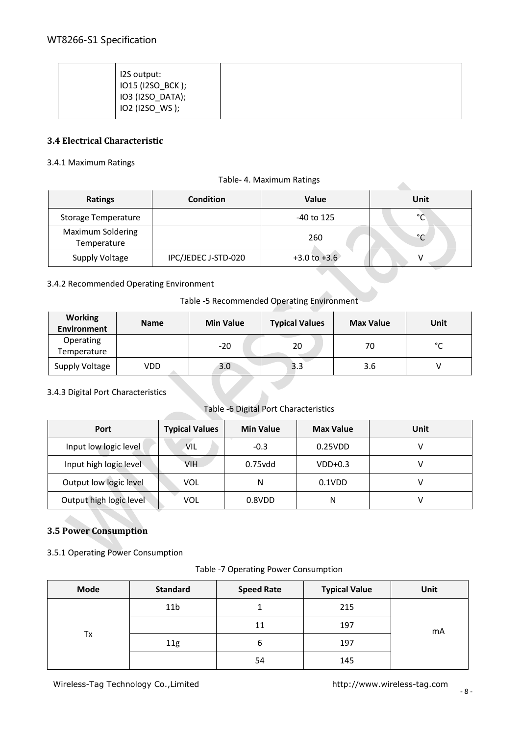| | I2S output:<br>IO15 (I2SO_BCK );<br>IO3 (I2SO_DATA);<br>IO2 (I2SO_WS ); | |
|---|---|---|

### 3.4 Electrical Characteristic

3.4.1 Maximum Ratings

Table- 4. Maximum Ratings

| Ratings | Condition | Value | Unit |
|---|---|---|---|
| Storage Temperature | | -40 to 125 | °C |
| Maximum Soldering Temperature | | 260 | °C |
| Supply Voltage | IPC/JEDEC J-STD-020 | +3.0 to +3.6 | V |

3.4.2 Recommended Operating Environment

Table -5 Recommended Operating Environment

| Working Environment | Name | Min Value | Typical Values | Max Value | Unit |
|---|---|---|---|---|---|
| Operating Temperature | | -20 | 20 | 70 | °C |
| Supply Voltage | VDD | 3.0 | 3.3 | 3.6 | V |

3.4.3 Digital Port Characteristics

Table -6 Digital Port Characteristics

| Port | Typical Values | Min Value | Max Value | Unit |
|---|---|---|---|---|
| Input low logic level | VIL | -0.3 | 0.25VDD | V |
| Input high logic level | VIH | 0.75vdd | VDD+0.3 | V |
| Output low logic level | VOL | N | 0.1VDD | V |
| Output high logic level | VOL | 0.8VDD | N | V |

### 3.5 Power Consumption

3.5.1 Operating Power Consumption

Table -7 Operating Power Consumption

| Mode | Standard | Speed Rate | Typical Value | Unit |
|---|---|---|---|---|
| Tx | 11b | 1 | 215 | mA |
| | | 11 | 197 | |
| | 11g | 6 | 197 | |
| | | 54 | 145 | |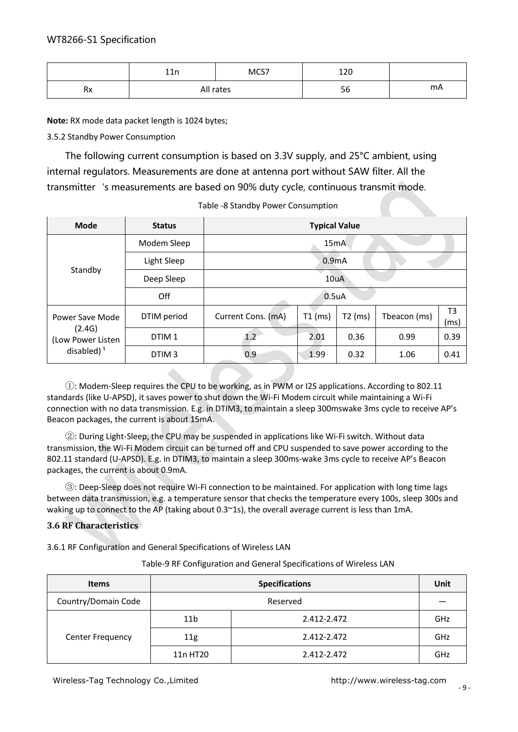| | 11n | MCS7 | 120 | |
|---|---|---|---|---|
| Rx | All rates | | 56 | mA |

**Note:** RX mode data packet length is 1024 bytes;

3.5.2 Standby Power Consumption

The following current consumption is based on 3.3V supply, and 25°C ambient, using internal regulators. Measurements are done at antenna port without SAW filter. All the transmitter 's measurements are based on 90% duty cycle, continuous transmit mode.

Table -8 Standby Power Consumption

| Mode | Status | Typical Value | | | | |
|---|---|---|---|---|---|---|
| Standby | Modem Sleep | 15mA | | | | |
| | Light Sleep | 0.9mA | | | | |
| | Deep Sleep | 10uA | | | | |
| | Off | 0.5uA | | | | |
| Power Save Mode (2.4G) (Low Power Listen disabled) [1] | DTIM period | Current Cons. (mA) | T1 (ms) | T2 (ms) | Tbeacon (ms) | T3 (ms) |
| | DTIM 1 | 1.2 | 2.01 | 0.36 | 0.99 | 0.39 |
| | DTIM 3 | 0.9 | 1.99 | 0.32 | 1.06 | 0.41 |

①: Modem-Sleep requires the CPU to be working, as in PWM or I2S applications. According to 802.11 standards (like U-APSD), it saves power to shut down the Wi-Fi Modem circuit while maintaining a Wi-Fi connection with no data transmission. E.g. in DTIM3, to maintain a sleep 300mswake 3ms cycle to receive AP's Beacon packages, the current is about 15mA.

②: During Light-Sleep, the CPU may be suspended in applications like Wi-Fi switch. Without data transmission, the Wi-Fi Modem circuit can be turned off and CPU suspended to save power according to the 802.11 standard (U-APSD). E.g. in DTIM3, to maintain a sleep 300ms-wake 3ms cycle to receive AP's Beacon packages, the current is about 0.9mA.

③: Deep-Sleep does not require Wi-Fi connection to be maintained. For application with long time lags between data transmission, e.g. a temperature sensor that checks the temperature every 100s, sleep 300s and waking up to connect to the AP (taking about 0.3~1s), the overall average current is less than 1mA.

### 3.6 RF Characteristics

3.6.1 RF Configuration and General Specifications of Wireless LAN

Table-9 RF Configuration and General Specifications of Wireless LAN

| Items | Specifications | | Unit |
|---|---|---|---|
| Country/Domain Code | Reserved | | — |
| Center Frequency | 11b | 2.412-2.472 | GHz |
| | 11g | 2.412-2.472 | GHz |
| | 11n HT20 | 2.412-2.472 | GHz |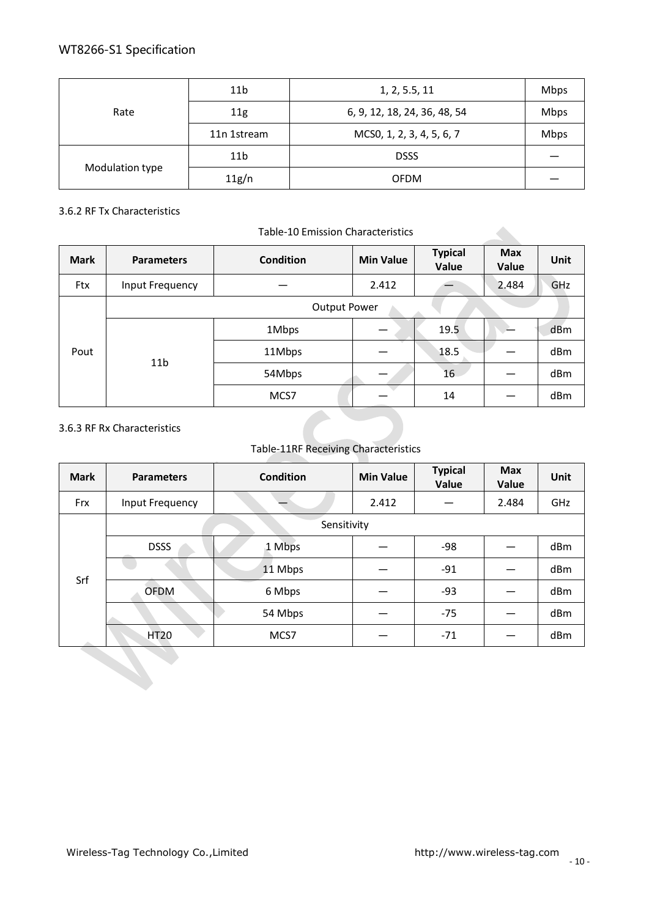| Rate | 11b | 1, 2, 5.5, 11 | Mbps |
|---|---|---|---|
| | 11g | 6, 9, 12, 18, 24, 36, 48, 54 | Mbps |
| | 11n 1stream | MCS0, 1, 2, 3, 4, 5, 6, 7 | Mbps |
| Modulation type | 11b | DSSS | — |
| | 11g/n | OFDM | — |

3.6.2 RF Tx Characteristics

Table-10 Emission Characteristics

| Mark | Parameters | Condition | Min Value | Typical Value | Max Value | Unit |
|---|---|---|---|---|---|---|
| Ftx | Input Frequency | — | 2.412 | — | 2.484 | GHz |
| Pout | Output Power | | | | | |
| | 11b | 1Mbps | — | 19.5 | — | dBm |
| | | 11Mbps | — | 18.5 | — | dBm |
| | | 54Mbps | — | 16 | — | dBm |
| | | MCS7 | — | 14 | — | dBm |

3.6.3 RF Rx Characteristics

Table-11RF Receiving Characteristics

| Mark | Parameters | Condition | Min Value | Typical Value | Max Value | Unit |
|---|---|---|---|---|---|---|
| Frx | Input Frequency | — | 2.412 | — | 2.484 | GHz |
| Srf | Sensitivity | | | | | |
| | DSSS | 1 Mbps | — | -98 | — | dBm |
| | | 11 Mbps | — | -91 | — | dBm |
| | OFDM | 6 Mbps | — | -93 | — | dBm |
| | | 54 Mbps | — | -75 | — | dBm |
| | HT20 | MCS7 | — | -71 | — | dBm |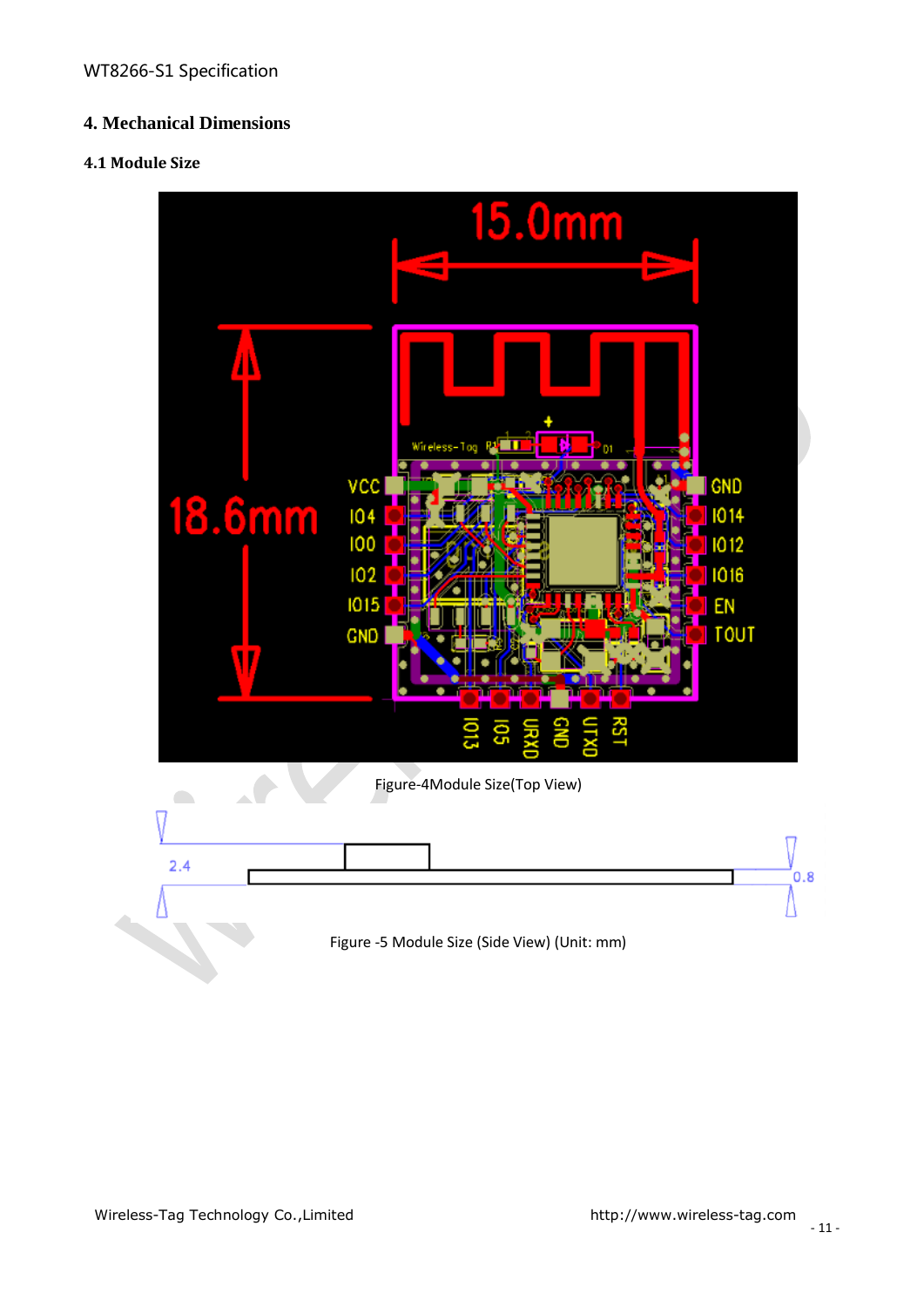# 4. Mechanical Dimensions

## 4.1 Module Size

Figure-4Module Size(Top View)

Figure -5 Module Size (Side View) (Unit: mm)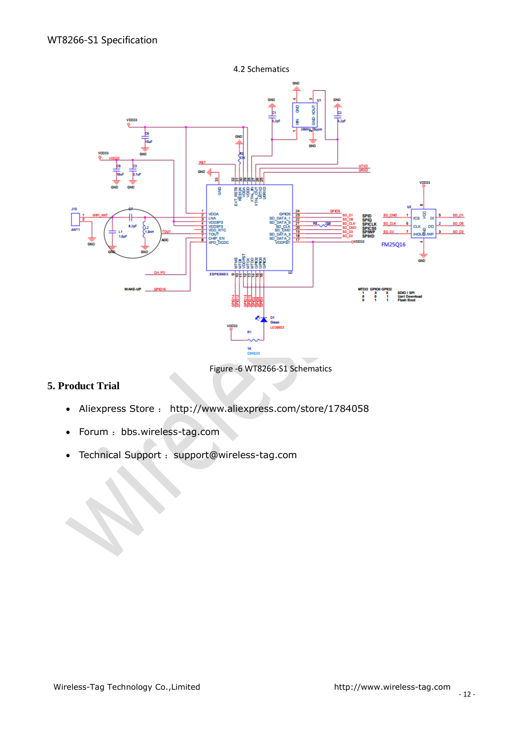4.2 Schematics

Figure -6 WT8266-S1 Schematics

## 5. Product Trial

- Aliexpress Store ： http://www.aliexpress.com/store/1784058
- Forum ： bbs.wireless-tag.com
- Technical Support ： support@wireless-tag.com